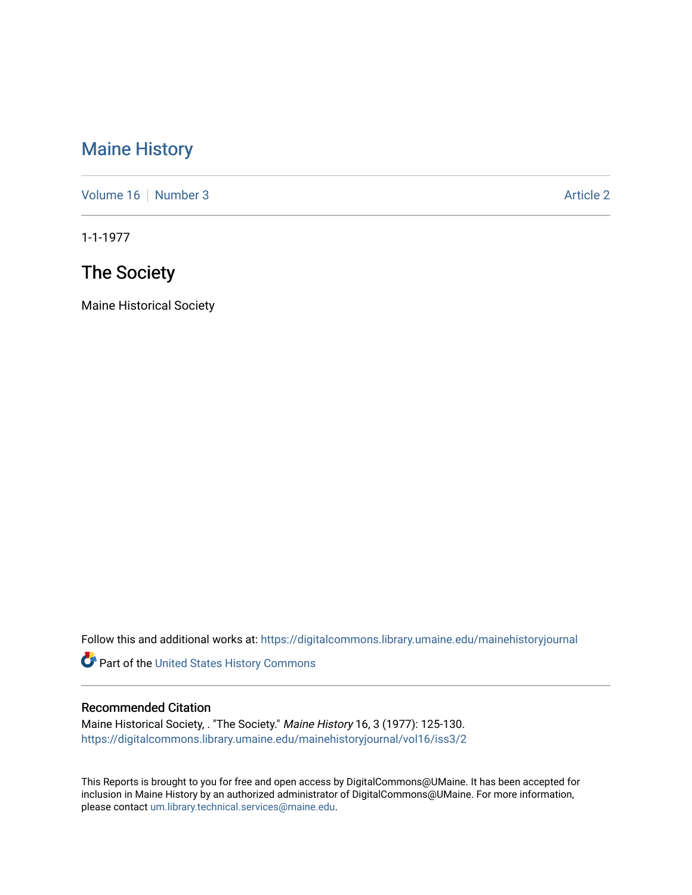# Maine History

Volume 16 | Number 3 | Article 2

1-1-1977

## The Society

Maine Historical Society

Follow this and additional works at: https://digitalcommons.library.umaine.edu/mainehistoryjournal

Part of the United States History Commons

### Recommended Citation

Maine Historical Society, . "The Society." *Maine History* 16, 3 (1977): 125-130.
https://digitalcommons.library.umaine.edu/mainehistoryjournal/vol16/iss3/2

This Reports is brought to you for free and open access by DigitalCommons@UMaine. It has been accepted for inclusion in Maine History by an authorized administrator of DigitalCommons@UMaine. For more information, please contact um.library.technical.services@maine.edu.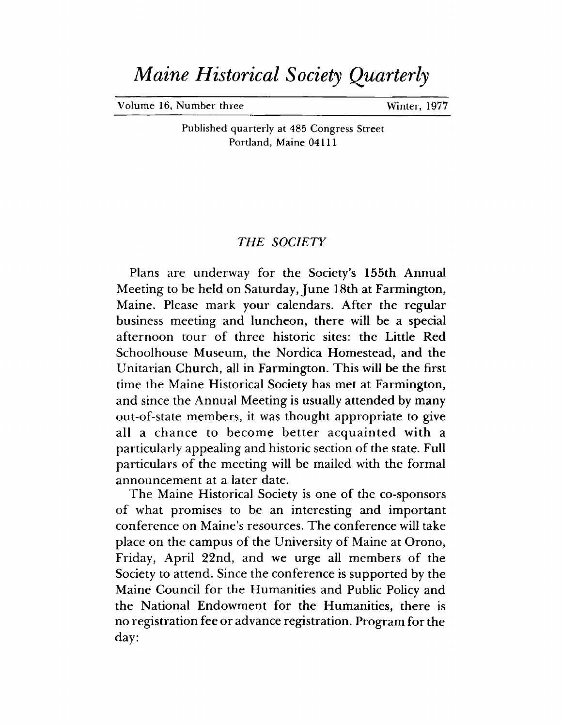# *Maine Historical Society Quarterly*

Volume 16, Number three — Winter, 1977

Published quarterly at 485 Congress Street
Portland, Maine 04111

## *THE SOCIETY*

Plans are underway for the Society's 155th Annual Meeting to be held on Saturday, June 18th at Farmington, Maine. Please mark your calendars. After the regular business meeting and luncheon, there will be a special afternoon tour of three historic sites: the Little Red Schoolhouse Museum, the Nordica Homestead, and the Unitarian Church, all in Farmington. This will be the first time the Maine Historical Society has met at Farmington, and since the Annual Meeting is usually attended by many out-of-state members, it was thought appropriate to give all a chance to become better acquainted with a particularly appealing and historic section of the state. Full particulars of the meeting will be mailed with the formal announcement at a later date.

The Maine Historical Society is one of the co-sponsors of what promises to be an interesting and important conference on Maine's resources. The conference will take place on the campus of the University of Maine at Orono, Friday, April 22nd, and we urge all members of the Society to attend. Since the conference is supported by the Maine Council for the Humanities and Public Policy and the National Endowment for the Humanities, there is no registration fee or advance registration. Program for the day: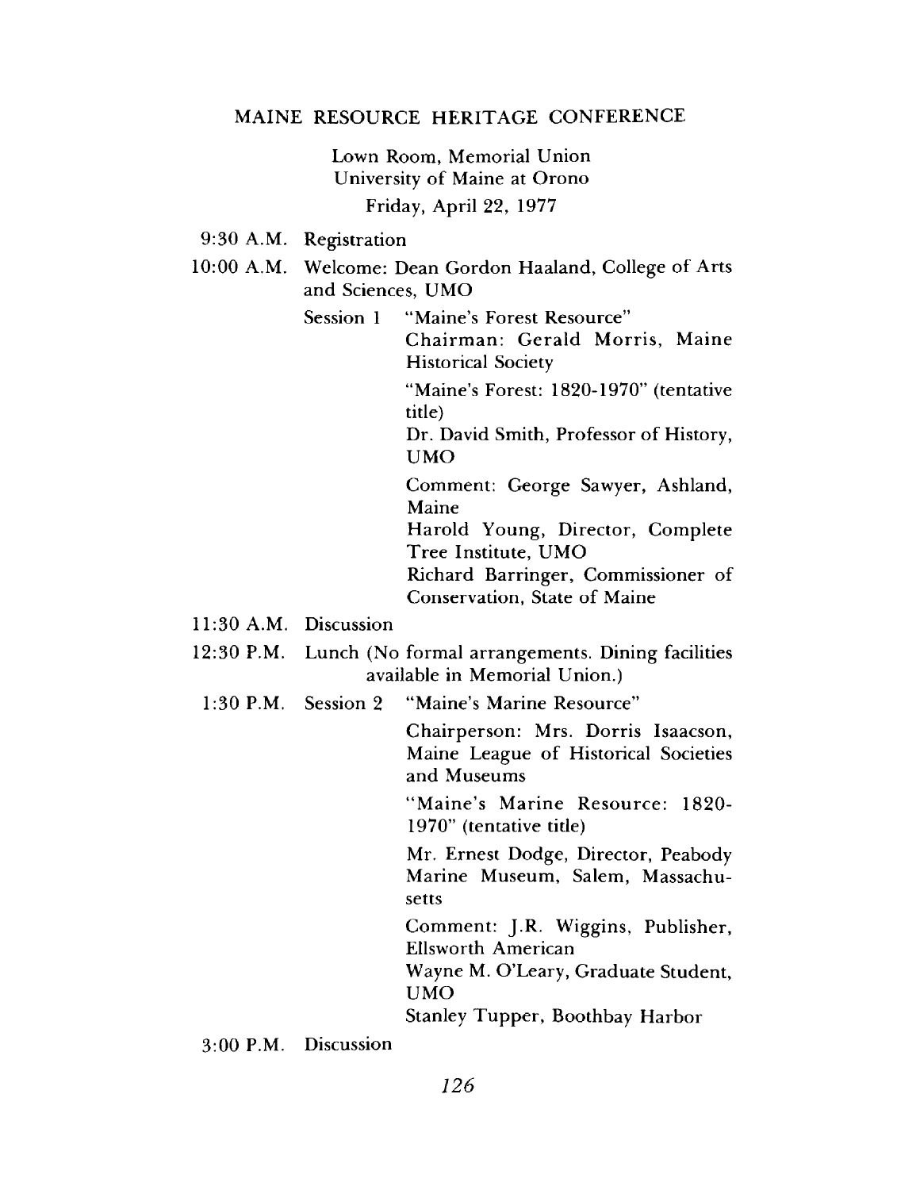## MAINE RESOURCE HERITAGE CONFERENCE

Lown Room, Memorial Union
University of Maine at Orono
Friday, April 22, 1977

**9:30 A.M.** Registration

**10:00 A.M.** Welcome: Dean Gordon Haaland, College of Arts and Sciences, UMO

Session 1 "Maine's Forest Resource"
Chairman: Gerald Morris, Maine Historical Society

"Maine's Forest: 1820-1970" (tentative title)
Dr. David Smith, Professor of History, UMO

Comment: George Sawyer, Ashland, Maine
Harold Young, Director, Complete Tree Institute, UMO
Richard Barringer, Commissioner of Conservation, State of Maine

**11:30 A.M.** Discussion

**12:30 P.M.** Lunch (No formal arrangements. Dining facilities available in Memorial Union.)

**1:30 P.M.** Session 2 "Maine's Marine Resource"

Chairperson: Mrs. Dorris Isaacson, Maine League of Historical Societies and Museums

"Maine's Marine Resource: 1820-1970" (tentative title)

Mr. Ernest Dodge, Director, Peabody Marine Museum, Salem, Massachusetts

Comment: J.R. Wiggins, Publisher, Ellsworth American
Wayne M. O'Leary, Graduate Student, UMO
Stanley Tupper, Boothbay Harbor

**3:00 P.M.** Discussion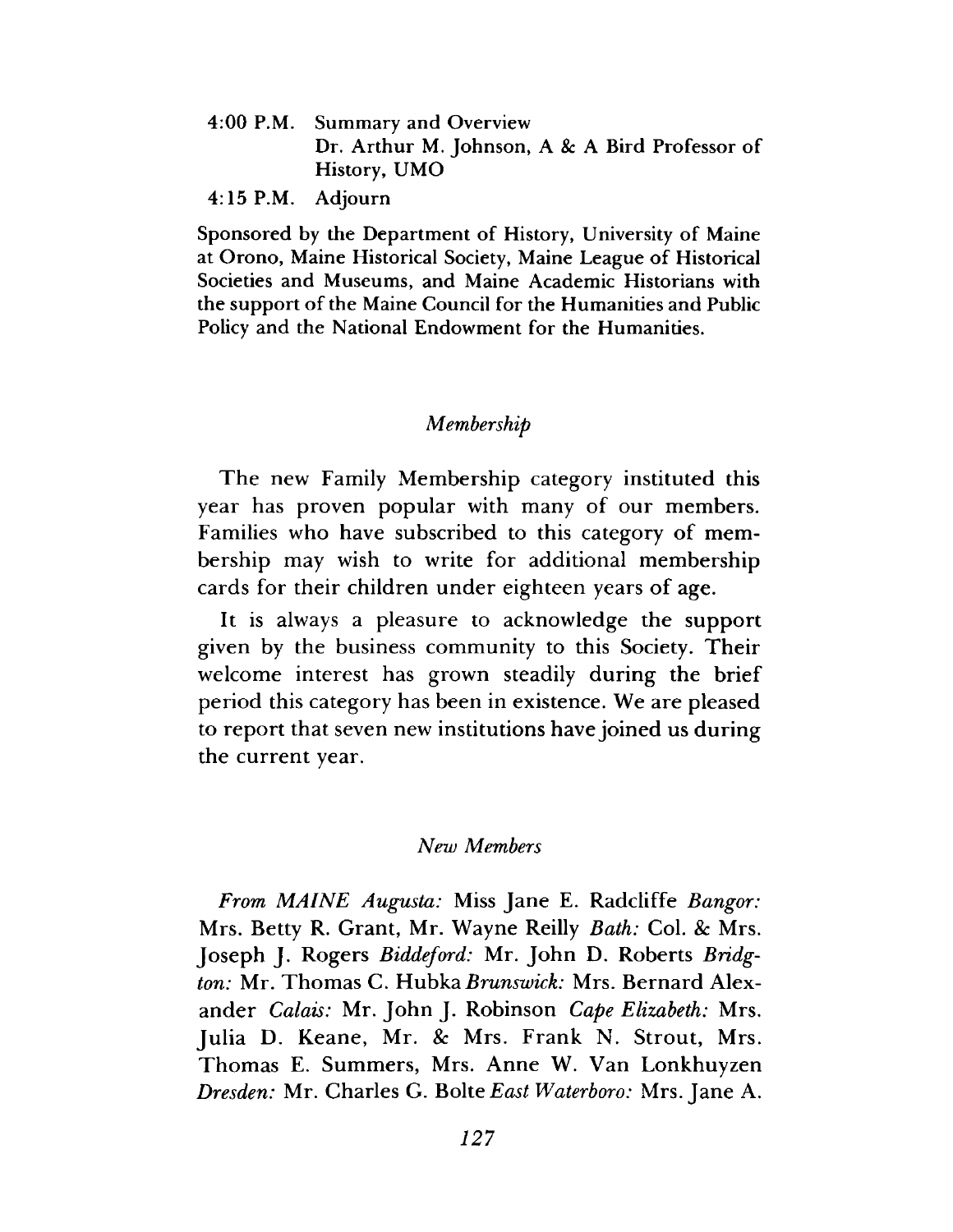4:00 P.M. Summary and Overview
Dr. Arthur M. Johnson, A & A Bird Professor of History, UMO

4:15 P.M. Adjourn

Sponsored by the Department of History, University of Maine at Orono, Maine Historical Society, Maine League of Historical Societies and Museums, and Maine Academic Historians with the support of the Maine Council for the Humanities and Public Policy and the National Endowment for the Humanities.

## *Membership*

The new Family Membership category instituted this year has proven popular with many of our members. Families who have subscribed to this category of membership may wish to write for additional membership cards for their children under eighteen years of age.

It is always a pleasure to acknowledge the support given by the business community to this Society. Their welcome interest has grown steadily during the brief period this category has been in existence. We are pleased to report that seven new institutions have joined us during the current year.

## *New Members*

*From MAINE Augusta:* Miss Jane E. Radcliffe *Bangor:* Mrs. Betty R. Grant, Mr. Wayne Reilly *Bath:* Col. & Mrs. Joseph J. Rogers *Biddeford:* Mr. John D. Roberts *Bridgton:* Mr. Thomas C. Hubka *Brunswick:* Mrs. Bernard Alexander *Calais:* Mr. John J. Robinson *Cape Elizabeth:* Mrs. Julia D. Keane, Mr. & Mrs. Frank N. Strout, Mrs. Thomas E. Summers, Mrs. Anne W. Van Lonkhuyzen *Dresden:* Mr. Charles G. Bolte *East Waterboro:* Mrs. Jane A.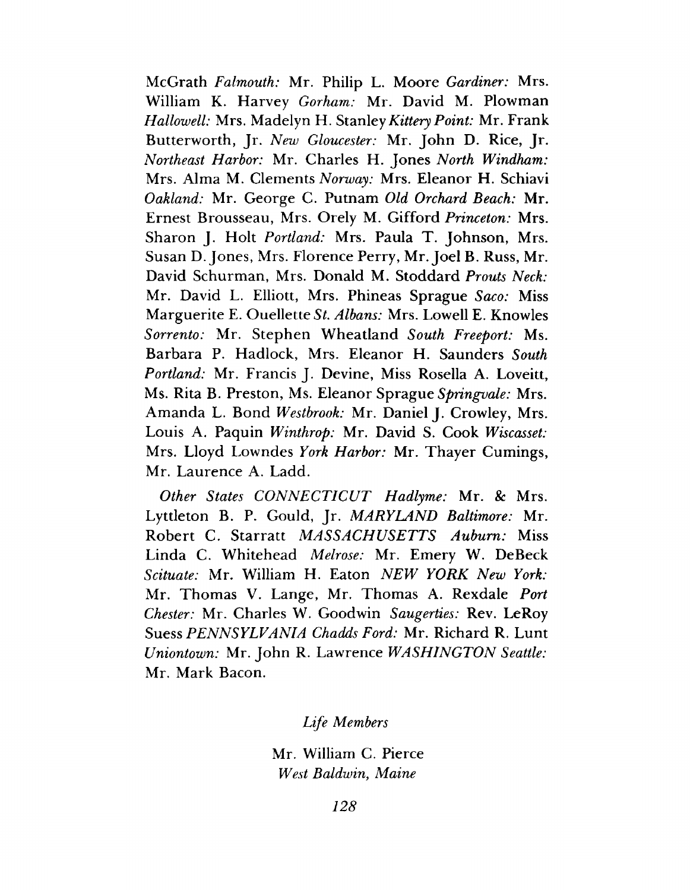McGrath *Falmouth:* Mr. Philip L. Moore *Gardiner:* Mrs. William K. Harvey *Gorham:* Mr. David M. Plowman *Hallowell:* Mrs. Madelyn H. Stanley *Kittery Point:* Mr. Frank Butterworth, Jr. *New Gloucester:* Mr. John D. Rice, Jr. *Northeast Harbor:* Mr. Charles H. Jones *North Windham:* Mrs. Alma M. Clements *Norway:* Mrs. Eleanor H. Schiavi *Oakland:* Mr. George C. Putnam *Old Orchard Beach:* Mr. Ernest Brousseau, Mrs. Orely M. Gifford *Princeton:* Mrs. Sharon J. Holt *Portland:* Mrs. Paula T. Johnson, Mrs. Susan D. Jones, Mrs. Florence Perry, Mr. Joel B. Russ, Mr. David Schurman, Mrs. Donald M. Stoddard *Prouts Neck:* Mr. David L. Elliott, Mrs. Phineas Sprague *Saco:* Miss Marguerite E. Ouellette *St. Albans:* Mrs. Lowell E. Knowles *Sorrento:* Mr. Stephen Wheatland *South Freeport:* Ms. Barbara P. Hadlock, Mrs. Eleanor H. Saunders *South Portland:* Mr. Francis J. Devine, Miss Rosella A. Loveitt, Ms. Rita B. Preston, Ms. Eleanor Sprague *Springvale:* Mrs. Amanda L. Bond *Westbrook:* Mr. Daniel J. Crowley, Mrs. Louis A. Paquin *Winthrop:* Mr. David S. Cook *Wiscasset:* Mrs. Lloyd Lowndes *York Harbor:* Mr. Thayer Cumings, Mr. Laurence A. Ladd.

*Other States CONNECTICUT Hadlyme:* Mr. & Mrs. Lyttleton B. P. Gould, Jr. *MARYLAND Baltimore:* Mr. Robert C. Starratt *MASSACHUSETTS Auburn:* Miss Linda C. Whitehead *Melrose:* Mr. Emery W. DeBeck *Scituate:* Mr. William H. Eaton *NEW YORK New York:* Mr. Thomas V. Lange, Mr. Thomas A. Rexdale *Port Chester:* Mr. Charles W. Goodwin *Saugerties:* Rev. LeRoy Suess *PENNSYLVANIA Chadds Ford:* Mr. Richard R. Lunt *Uniontown:* Mr. John R. Lawrence *WASHINGTON Seattle:* Mr. Mark Bacon.

## *Life Members*

Mr. William C. Pierce
*West Baldwin, Maine*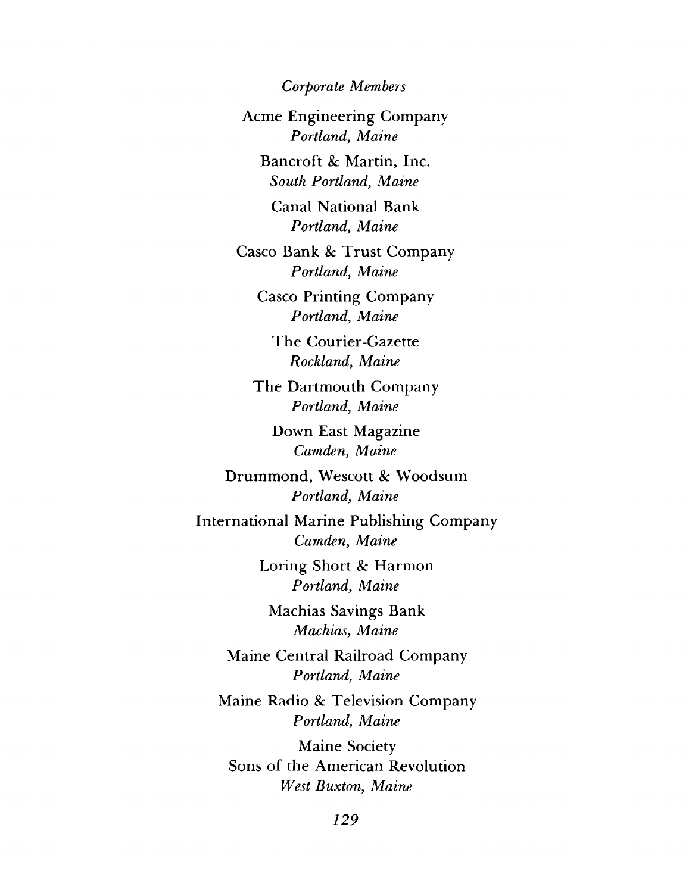*Corporate Members*

Acme Engineering Company
*Portland, Maine*

Bancroft & Martin, Inc.
*South Portland, Maine*

Canal National Bank
*Portland, Maine*

Casco Bank & Trust Company
*Portland, Maine*

Casco Printing Company
*Portland, Maine*

The Courier-Gazette
*Rockland, Maine*

The Dartmouth Company
*Portland, Maine*

Down East Magazine
*Camden, Maine*

Drummond, Wescott & Woodsum
*Portland, Maine*

International Marine Publishing Company
*Camden, Maine*

Loring Short & Harmon
*Portland, Maine*

Machias Savings Bank
*Machias, Maine*

Maine Central Railroad Company
*Portland, Maine*

Maine Radio & Television Company
*Portland, Maine*

Maine Society
Sons of the American Revolution
*West Buxton, Maine*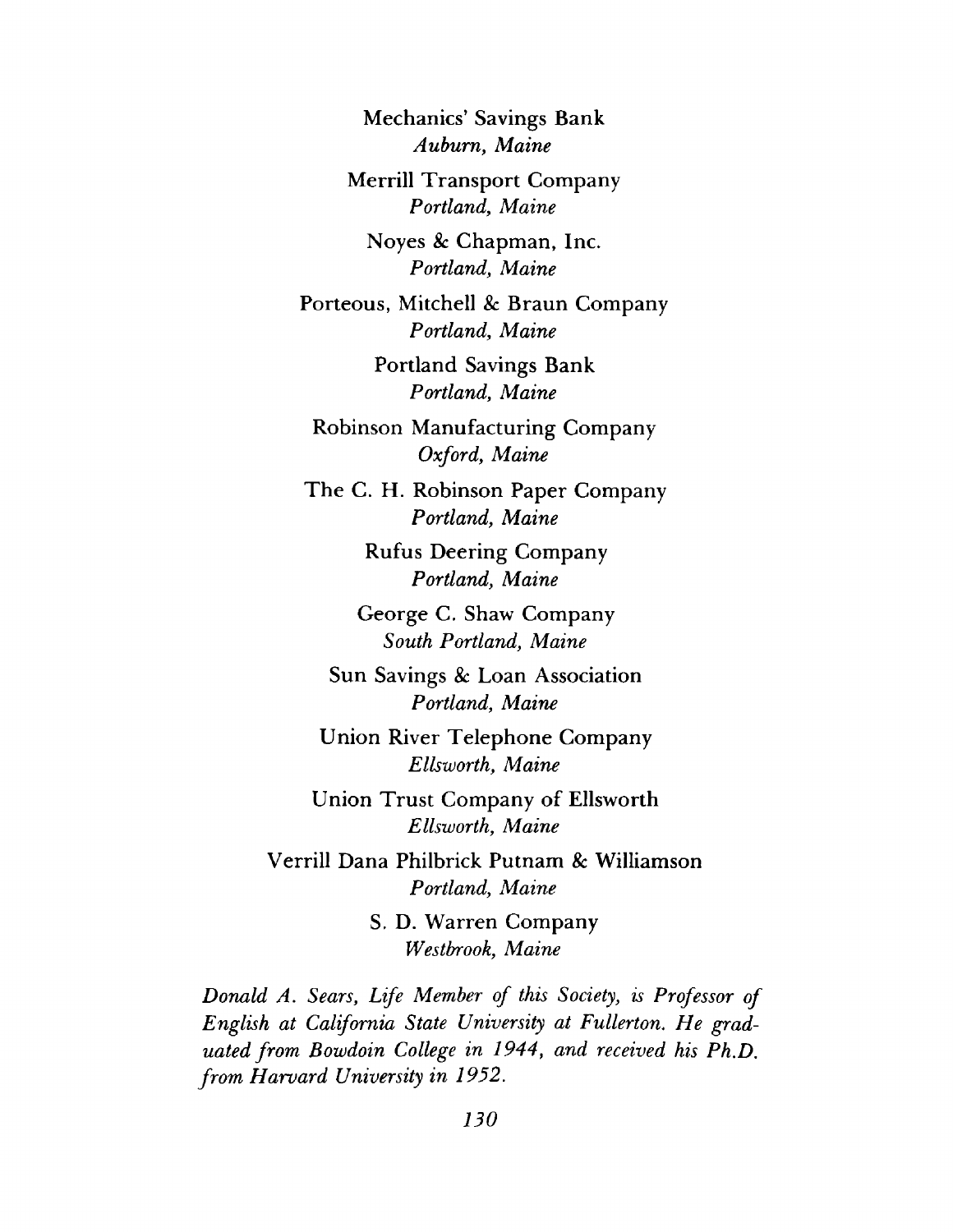Mechanics' Savings Bank
*Auburn, Maine*

Merrill Transport Company
*Portland, Maine*

Noyes & Chapman, Inc.
*Portland, Maine*

Porteous, Mitchell & Braun Company
*Portland, Maine*

Portland Savings Bank
*Portland, Maine*

Robinson Manufacturing Company
*Oxford, Maine*

The C. H. Robinson Paper Company
*Portland, Maine*

Rufus Deering Company
*Portland, Maine*

George C. Shaw Company
*South Portland, Maine*

Sun Savings & Loan Association
*Portland, Maine*

Union River Telephone Company
*Ellsworth, Maine*

Union Trust Company of Ellsworth
*Ellsworth, Maine*

Verrill Dana Philbrick Putnam & Williamson
*Portland, Maine*

S. D. Warren Company
*Westbrook, Maine*

*Donald A. Sears, Life Member of this Society, is Professor of English at California State University at Fullerton. He graduated from Bowdoin College in 1944, and received his Ph.D. from Harvard University in 1952.*